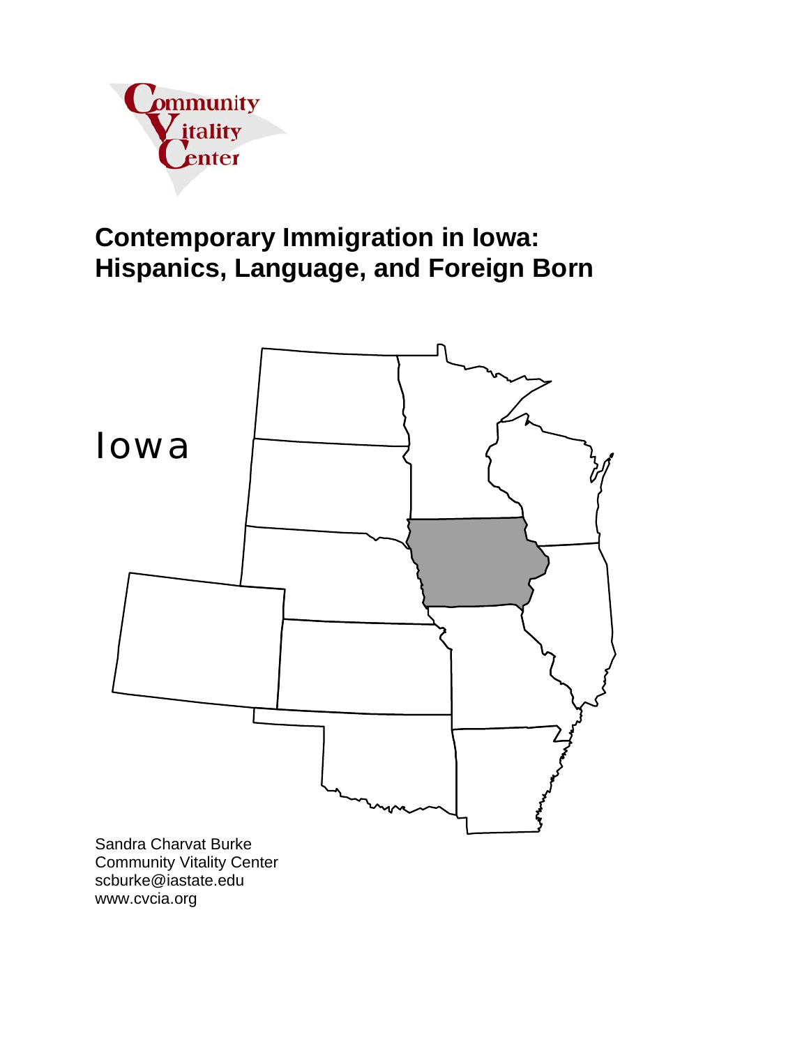Community Vitality Center

# Contemporary Immigration in Iowa: Hispanics, Language, and Foreign Born

Iowa

Sandra Charvat Burke
Community Vitality Center
scburke@iastate.edu
www.cvcia.org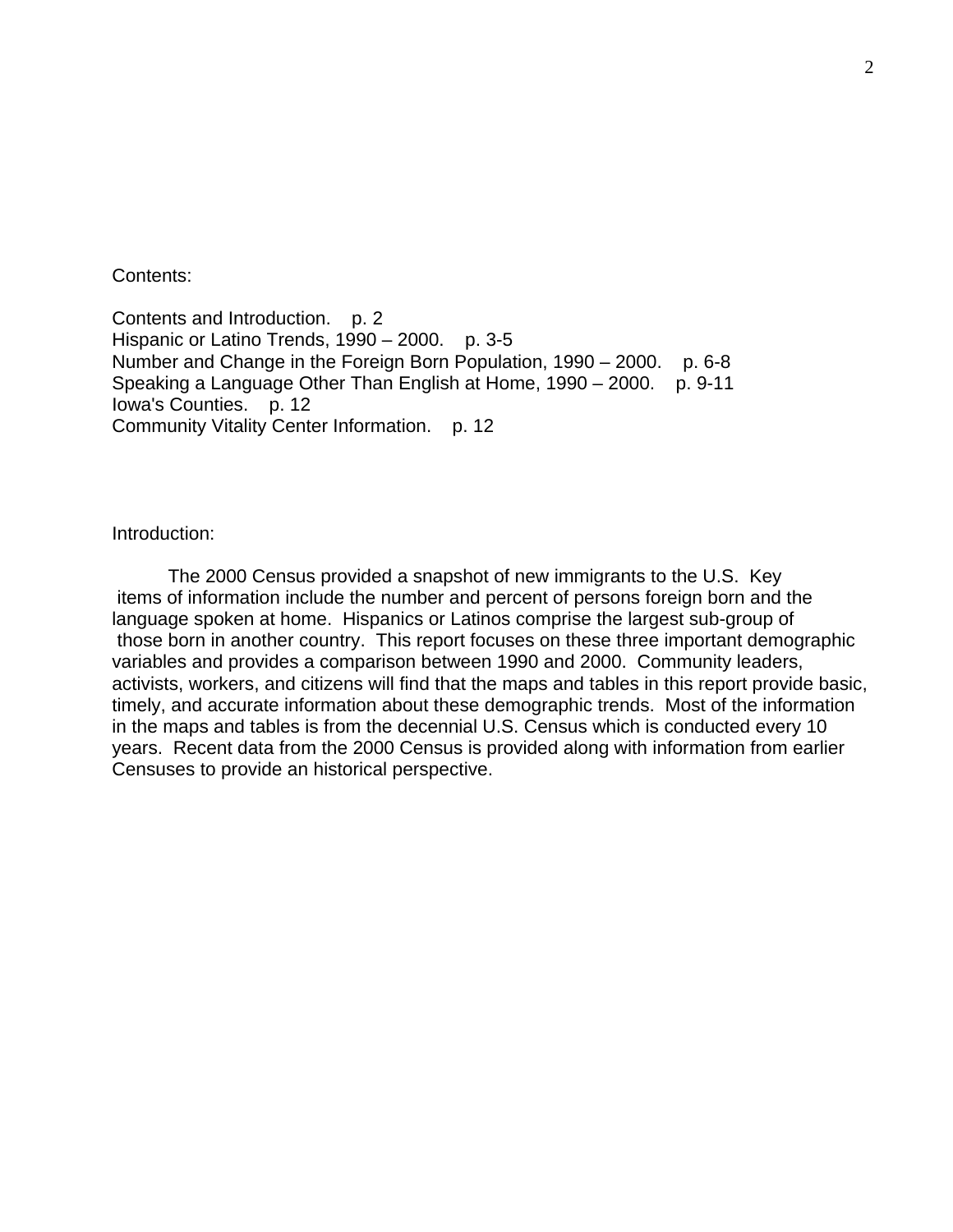Contents:

Contents and Introduction. p. 2
Hispanic or Latino Trends, 1990 – 2000. p. 3-5
Number and Change in the Foreign Born Population, 1990 – 2000. p. 6-8
Speaking a Language Other Than English at Home, 1990 – 2000. p. 9-11
Iowa's Counties. p. 12
Community Vitality Center Information. p. 12

Introduction:

The 2000 Census provided a snapshot of new immigrants to the U.S. Key items of information include the number and percent of persons foreign born and the language spoken at home. Hispanics or Latinos comprise the largest sub-group of those born in another country. This report focuses on these three important demographic variables and provides a comparison between 1990 and 2000. Community leaders, activists, workers, and citizens will find that the maps and tables in this report provide basic, timely, and accurate information about these demographic trends. Most of the information in the maps and tables is from the decennial U.S. Census which is conducted every 10 years. Recent data from the 2000 Census is provided along with information from earlier Censuses to provide an historical perspective.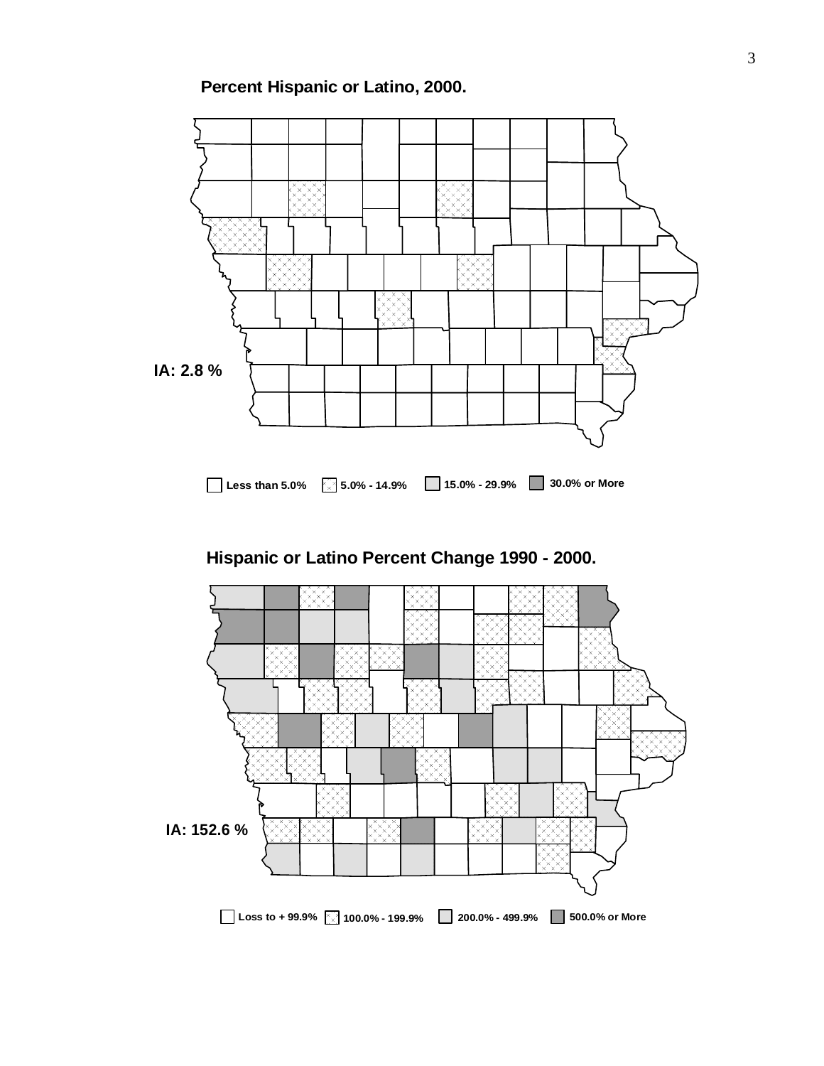**Percent Hispanic or Latino, 2000.**

IA: 2.8 %

Less than 5.0% | 5.0% - 14.9% | 15.0% - 29.9% | 30.0% or More

**Hispanic or Latino Percent Change 1990 - 2000.**

IA: 152.6 %

Loss to + 99.9% | 100.0% - 199.9% | 200.0% - 499.9% | 500.0% or More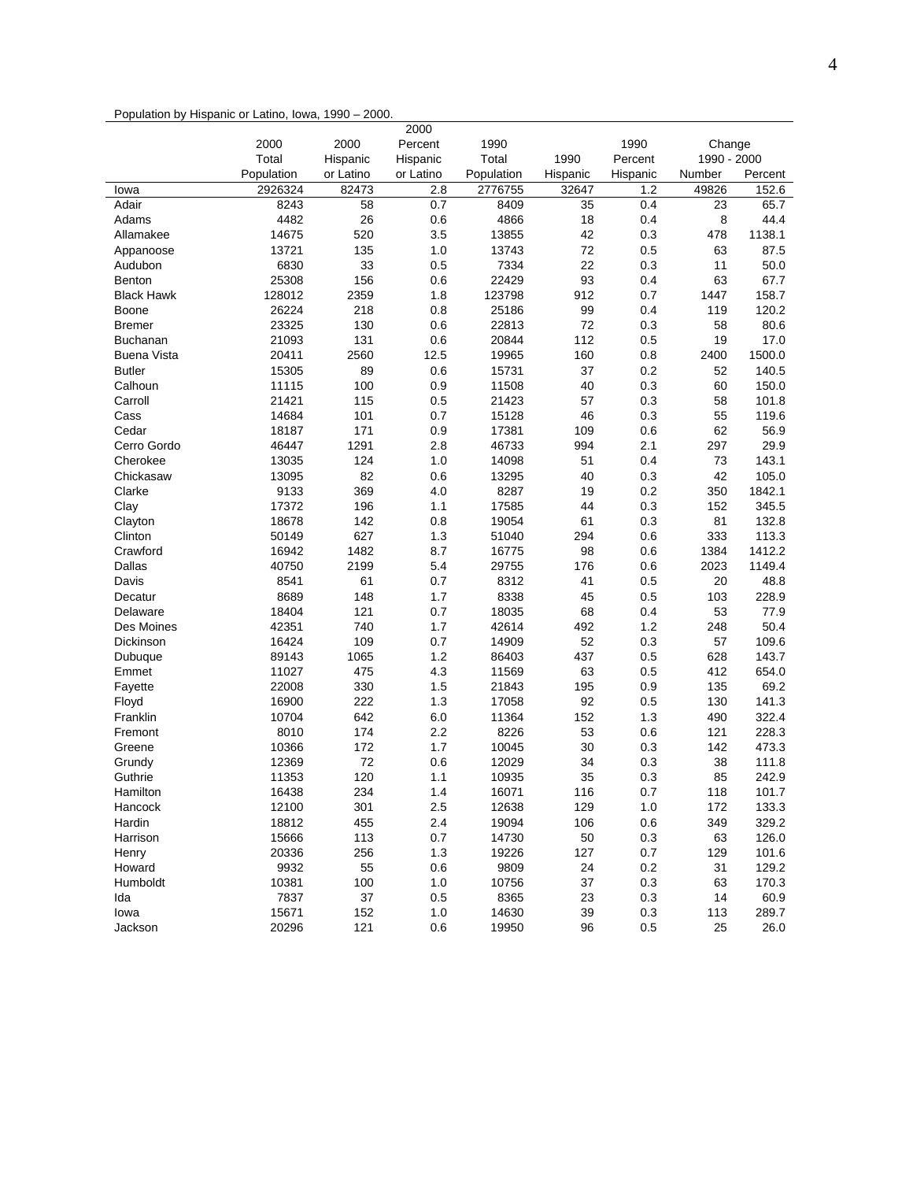Population by Hispanic or Latino, Iowa, 1990 – 2000.

| | 2000 Total Population | 2000 Hispanic or Latino | 2000 Percent Hispanic or Latino | 1990 Total Population | 1990 Hispanic | 1990 Percent Hispanic | Change 1990 - 2000 Number | Change 1990 - 2000 Percent |
|---|---|---|---|---|---|---|---|---|
| Iowa | 2926324 | 82473 | 2.8 | 2776755 | 32647 | 1.2 | 49826 | 152.6 |
| Adair | 8243 | 58 | 0.7 | 8409 | 35 | 0.4 | 23 | 65.7 |
| Adams | 4482 | 26 | 0.6 | 4866 | 18 | 0.4 | 8 | 44.4 |
| Allamakee | 14675 | 520 | 3.5 | 13855 | 42 | 0.3 | 478 | 1138.1 |
| Appanoose | 13721 | 135 | 1.0 | 13743 | 72 | 0.5 | 63 | 87.5 |
| Audubon | 6830 | 33 | 0.5 | 7334 | 22 | 0.3 | 11 | 50.0 |
| Benton | 25308 | 156 | 0.6 | 22429 | 93 | 0.4 | 63 | 67.7 |
| Black Hawk | 128012 | 2359 | 1.8 | 123798 | 912 | 0.7 | 1447 | 158.7 |
| Boone | 26224 | 218 | 0.8 | 25186 | 99 | 0.4 | 119 | 120.2 |
| Bremer | 23325 | 130 | 0.6 | 22813 | 72 | 0.3 | 58 | 80.6 |
| Buchanan | 21093 | 131 | 0.6 | 20844 | 112 | 0.5 | 19 | 17.0 |
| Buena Vista | 20411 | 2560 | 12.5 | 19965 | 160 | 0.8 | 2400 | 1500.0 |
| Butler | 15305 | 89 | 0.6 | 15731 | 37 | 0.2 | 52 | 140.5 |
| Calhoun | 11115 | 100 | 0.9 | 11508 | 40 | 0.3 | 60 | 150.0 |
| Carroll | 21421 | 115 | 0.5 | 21423 | 57 | 0.3 | 58 | 101.8 |
| Cass | 14684 | 101 | 0.7 | 15128 | 46 | 0.3 | 55 | 119.6 |
| Cedar | 18187 | 171 | 0.9 | 17381 | 109 | 0.6 | 62 | 56.9 |
| Cerro Gordo | 46447 | 1291 | 2.8 | 46733 | 994 | 2.1 | 297 | 29.9 |
| Cherokee | 13035 | 124 | 1.0 | 14098 | 51 | 0.4 | 73 | 143.1 |
| Chickasaw | 13095 | 82 | 0.6 | 13295 | 40 | 0.3 | 42 | 105.0 |
| Clarke | 9133 | 369 | 4.0 | 8287 | 19 | 0.2 | 350 | 1842.1 |
| Clay | 17372 | 196 | 1.1 | 17585 | 44 | 0.3 | 152 | 345.5 |
| Clayton | 18678 | 142 | 0.8 | 19054 | 61 | 0.3 | 81 | 132.8 |
| Clinton | 50149 | 627 | 1.3 | 51040 | 294 | 0.6 | 333 | 113.3 |
| Crawford | 16942 | 1482 | 8.7 | 16775 | 98 | 0.6 | 1384 | 1412.2 |
| Dallas | 40750 | 2199 | 5.4 | 29755 | 176 | 0.6 | 2023 | 1149.4 |
| Davis | 8541 | 61 | 0.7 | 8312 | 41 | 0.5 | 20 | 48.8 |
| Decatur | 8689 | 148 | 1.7 | 8338 | 45 | 0.5 | 103 | 228.9 |
| Delaware | 18404 | 121 | 0.7 | 18035 | 68 | 0.4 | 53 | 77.9 |
| Des Moines | 42351 | 740 | 1.7 | 42614 | 492 | 1.2 | 248 | 50.4 |
| Dickinson | 16424 | 109 | 0.7 | 14909 | 52 | 0.3 | 57 | 109.6 |
| Dubuque | 89143 | 1065 | 1.2 | 86403 | 437 | 0.5 | 628 | 143.7 |
| Emmet | 11027 | 475 | 4.3 | 11569 | 63 | 0.5 | 412 | 654.0 |
| Fayette | 22008 | 330 | 1.5 | 21843 | 195 | 0.9 | 135 | 69.2 |
| Floyd | 16900 | 222 | 1.3 | 17058 | 92 | 0.5 | 130 | 141.3 |
| Franklin | 10704 | 642 | 6.0 | 11364 | 152 | 1.3 | 490 | 322.4 |
| Fremont | 8010 | 174 | 2.2 | 8226 | 53 | 0.6 | 121 | 228.3 |
| Greene | 10366 | 172 | 1.7 | 10045 | 30 | 0.3 | 142 | 473.3 |
| Grundy | 12369 | 72 | 0.6 | 12029 | 34 | 0.3 | 38 | 111.8 |
| Guthrie | 11353 | 120 | 1.1 | 10935 | 35 | 0.3 | 85 | 242.9 |
| Hamilton | 16438 | 234 | 1.4 | 16071 | 116 | 0.7 | 118 | 101.7 |
| Hancock | 12100 | 301 | 2.5 | 12638 | 129 | 1.0 | 172 | 133.3 |
| Hardin | 18812 | 455 | 2.4 | 19094 | 106 | 0.6 | 349 | 329.2 |
| Harrison | 15666 | 113 | 0.7 | 14730 | 50 | 0.3 | 63 | 126.0 |
| Henry | 20336 | 256 | 1.3 | 19226 | 127 | 0.7 | 129 | 101.6 |
| Howard | 9932 | 55 | 0.6 | 9809 | 24 | 0.2 | 31 | 129.2 |
| Humboldt | 10381 | 100 | 1.0 | 10756 | 37 | 0.3 | 63 | 170.3 |
| Ida | 7837 | 37 | 0.5 | 8365 | 23 | 0.3 | 14 | 60.9 |
| Iowa | 15671 | 152 | 1.0 | 14630 | 39 | 0.3 | 113 | 289.7 |
| Jackson | 20296 | 121 | 0.6 | 19950 | 96 | 0.5 | 25 | 26.0 |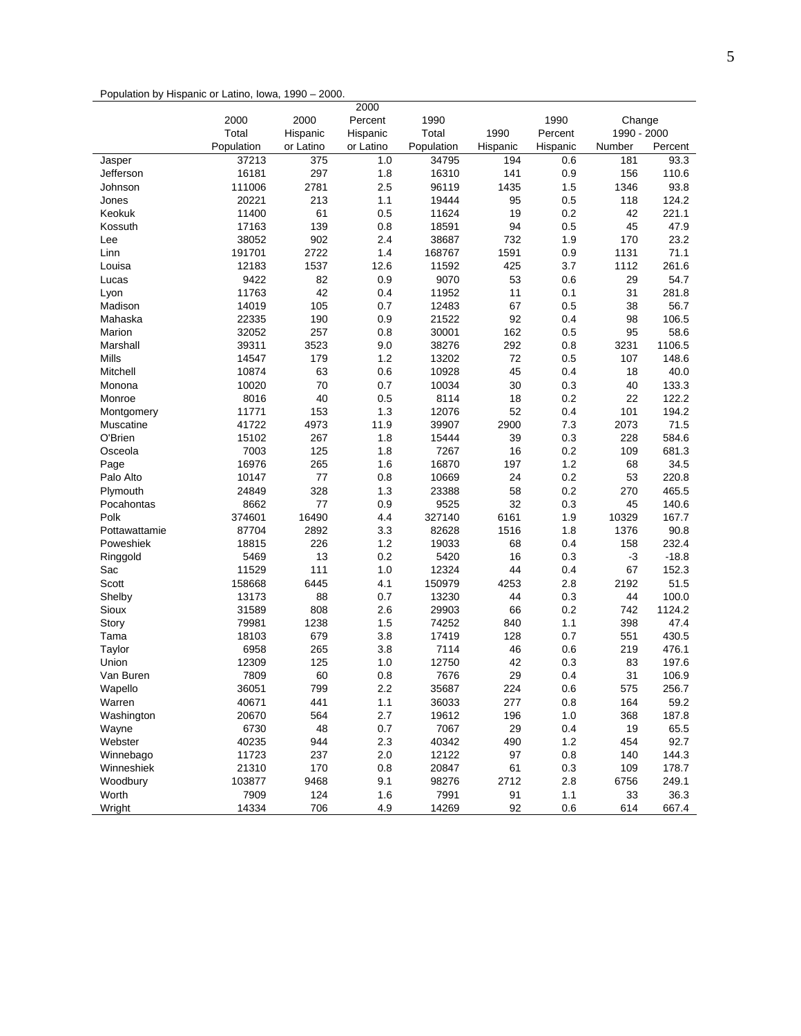Population by Hispanic or Latino, Iowa, 1990 – 2000.

| | 2000 Total Population | 2000 Hispanic or Latino | 2000 Percent Hispanic or Latino | 1990 Total Population | 1990 Hispanic | 1990 Percent Hispanic | Change 1990 - 2000 Number | Change 1990 - 2000 Percent |
|---|---|---|---|---|---|---|---|---|
| Jasper | 37213 | 375 | 1.0 | 34795 | 194 | 0.6 | 181 | 93.3 |
| Jefferson | 16181 | 297 | 1.8 | 16310 | 141 | 0.9 | 156 | 110.6 |
| Johnson | 111006 | 2781 | 2.5 | 96119 | 1435 | 1.5 | 1346 | 93.8 |
| Jones | 20221 | 213 | 1.1 | 19444 | 95 | 0.5 | 118 | 124.2 |
| Keokuk | 11400 | 61 | 0.5 | 11624 | 19 | 0.2 | 42 | 221.1 |
| Kossuth | 17163 | 139 | 0.8 | 18591 | 94 | 0.5 | 45 | 47.9 |
| Lee | 38052 | 902 | 2.4 | 38687 | 732 | 1.9 | 170 | 23.2 |
| Linn | 191701 | 2722 | 1.4 | 168767 | 1591 | 0.9 | 1131 | 71.1 |
| Louisa | 12183 | 1537 | 12.6 | 11592 | 425 | 3.7 | 1112 | 261.6 |
| Lucas | 9422 | 82 | 0.9 | 9070 | 53 | 0.6 | 29 | 54.7 |
| Lyon | 11763 | 42 | 0.4 | 11952 | 11 | 0.1 | 31 | 281.8 |
| Madison | 14019 | 105 | 0.7 | 12483 | 67 | 0.5 | 38 | 56.7 |
| Mahaska | 22335 | 190 | 0.9 | 21522 | 92 | 0.4 | 98 | 106.5 |
| Marion | 32052 | 257 | 0.8 | 30001 | 162 | 0.5 | 95 | 58.6 |
| Marshall | 39311 | 3523 | 9.0 | 38276 | 292 | 0.8 | 3231 | 1106.5 |
| Mills | 14547 | 179 | 1.2 | 13202 | 72 | 0.5 | 107 | 148.6 |
| Mitchell | 10874 | 63 | 0.6 | 10928 | 45 | 0.4 | 18 | 40.0 |
| Monona | 10020 | 70 | 0.7 | 10034 | 30 | 0.3 | 40 | 133.3 |
| Monroe | 8016 | 40 | 0.5 | 8114 | 18 | 0.2 | 22 | 122.2 |
| Montgomery | 11771 | 153 | 1.3 | 12076 | 52 | 0.4 | 101 | 194.2 |
| Muscatine | 41722 | 4973 | 11.9 | 39907 | 2900 | 7.3 | 2073 | 71.5 |
| O'Brien | 15102 | 267 | 1.8 | 15444 | 39 | 0.3 | 228 | 584.6 |
| Osceola | 7003 | 125 | 1.8 | 7267 | 16 | 0.2 | 109 | 681.3 |
| Page | 16976 | 265 | 1.6 | 16870 | 197 | 1.2 | 68 | 34.5 |
| Palo Alto | 10147 | 77 | 0.8 | 10669 | 24 | 0.2 | 53 | 220.8 |
| Plymouth | 24849 | 328 | 1.3 | 23388 | 58 | 0.2 | 270 | 465.5 |
| Pocahontas | 8662 | 77 | 0.9 | 9525 | 32 | 0.3 | 45 | 140.6 |
| Polk | 374601 | 16490 | 4.4 | 327140 | 6161 | 1.9 | 10329 | 167.7 |
| Pottawattamie | 87704 | 2892 | 3.3 | 82628 | 1516 | 1.8 | 1376 | 90.8 |
| Poweshiek | 18815 | 226 | 1.2 | 19033 | 68 | 0.4 | 158 | 232.4 |
| Ringgold | 5469 | 13 | 0.2 | 5420 | 16 | 0.3 | -3 | -18.8 |
| Sac | 11529 | 111 | 1.0 | 12324 | 44 | 0.4 | 67 | 152.3 |
| Scott | 158668 | 6445 | 4.1 | 150979 | 4253 | 2.8 | 2192 | 51.5 |
| Shelby | 13173 | 88 | 0.7 | 13230 | 44 | 0.3 | 44 | 100.0 |
| Sioux | 31589 | 808 | 2.6 | 29903 | 66 | 0.2 | 742 | 1124.2 |
| Story | 79981 | 1238 | 1.5 | 74252 | 840 | 1.1 | 398 | 47.4 |
| Tama | 18103 | 679 | 3.8 | 17419 | 128 | 0.7 | 551 | 430.5 |
| Taylor | 6958 | 265 | 3.8 | 7114 | 46 | 0.6 | 219 | 476.1 |
| Union | 12309 | 125 | 1.0 | 12750 | 42 | 0.3 | 83 | 197.6 |
| Van Buren | 7809 | 60 | 0.8 | 7676 | 29 | 0.4 | 31 | 106.9 |
| Wapello | 36051 | 799 | 2.2 | 35687 | 224 | 0.6 | 575 | 256.7 |
| Warren | 40671 | 441 | 1.1 | 36033 | 277 | 0.8 | 164 | 59.2 |
| Washington | 20670 | 564 | 2.7 | 19612 | 196 | 1.0 | 368 | 187.8 |
| Wayne | 6730 | 48 | 0.7 | 7067 | 29 | 0.4 | 19 | 65.5 |
| Webster | 40235 | 944 | 2.3 | 40342 | 490 | 1.2 | 454 | 92.7 |
| Winnebago | 11723 | 237 | 2.0 | 12122 | 97 | 0.8 | 140 | 144.3 |
| Winneshiek | 21310 | 170 | 0.8 | 20847 | 61 | 0.3 | 109 | 178.7 |
| Woodbury | 103877 | 9468 | 9.1 | 98276 | 2712 | 2.8 | 6756 | 249.1 |
| Worth | 7909 | 124 | 1.6 | 7991 | 91 | 1.1 | 33 | 36.3 |
| Wright | 14334 | 706 | 4.9 | 14269 | 92 | 0.6 | 614 | 667.4 |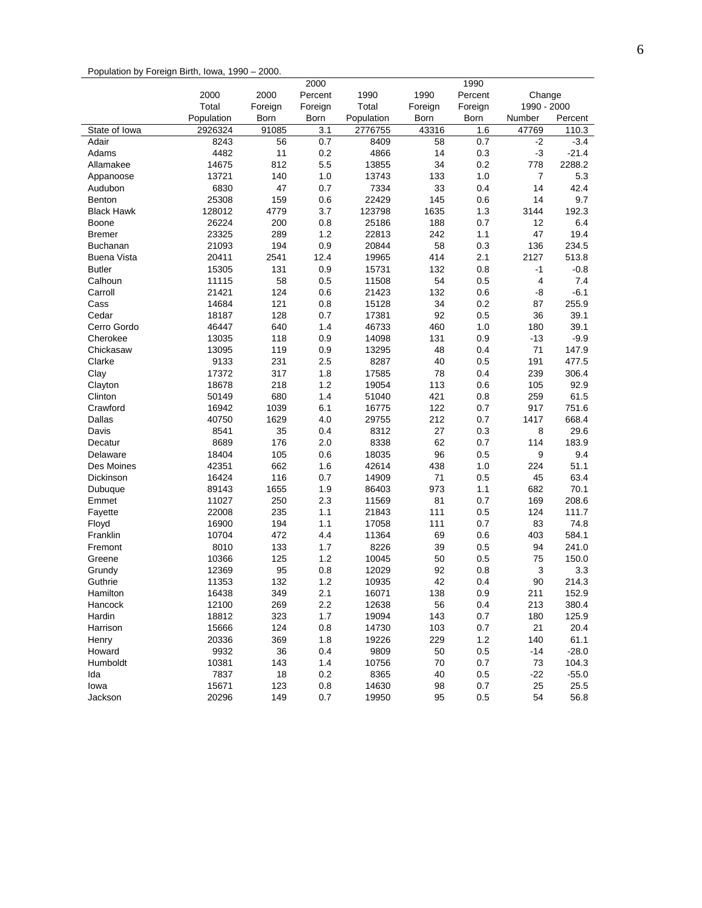Population by Foreign Birth, Iowa, 1990 – 2000.

| | 2000 Total Population | 2000 Foreign Born | 2000 Percent Foreign Born | 1990 Total Population | 1990 Foreign Born | 1990 Percent Foreign Born | Change 1990 - 2000 Number | Change 1990 - 2000 Percent |
|---|---|---|---|---|---|---|---|---|
| State of Iowa | 2926324 | 91085 | 3.1 | 2776755 | 43316 | 1.6 | 47769 | 110.3 |
| Adair | 8243 | 56 | 0.7 | 8409 | 58 | 0.7 | -2 | -3.4 |
| Adams | 4482 | 11 | 0.2 | 4866 | 14 | 0.3 | -3 | -21.4 |
| Allamakee | 14675 | 812 | 5.5 | 13855 | 34 | 0.2 | 778 | 2288.2 |
| Appanoose | 13721 | 140 | 1.0 | 13743 | 133 | 1.0 | 7 | 5.3 |
| Audubon | 6830 | 47 | 0.7 | 7334 | 33 | 0.4 | 14 | 42.4 |
| Benton | 25308 | 159 | 0.6 | 22429 | 145 | 0.6 | 14 | 9.7 |
| Black Hawk | 128012 | 4779 | 3.7 | 123798 | 1635 | 1.3 | 3144 | 192.3 |
| Boone | 26224 | 200 | 0.8 | 25186 | 188 | 0.7 | 12 | 6.4 |
| Bremer | 23325 | 289 | 1.2 | 22813 | 242 | 1.1 | 47 | 19.4 |
| Buchanan | 21093 | 194 | 0.9 | 20844 | 58 | 0.3 | 136 | 234.5 |
| Buena Vista | 20411 | 2541 | 12.4 | 19965 | 414 | 2.1 | 2127 | 513.8 |
| Butler | 15305 | 131 | 0.9 | 15731 | 132 | 0.8 | -1 | -0.8 |
| Calhoun | 11115 | 58 | 0.5 | 11508 | 54 | 0.5 | 4 | 7.4 |
| Carroll | 21421 | 124 | 0.6 | 21423 | 132 | 0.6 | -8 | -6.1 |
| Cass | 14684 | 121 | 0.8 | 15128 | 34 | 0.2 | 87 | 255.9 |
| Cedar | 18187 | 128 | 0.7 | 17381 | 92 | 0.5 | 36 | 39.1 |
| Cerro Gordo | 46447 | 640 | 1.4 | 46733 | 460 | 1.0 | 180 | 39.1 |
| Cherokee | 13035 | 118 | 0.9 | 14098 | 131 | 0.9 | -13 | -9.9 |
| Chickasaw | 13095 | 119 | 0.9 | 13295 | 48 | 0.4 | 71 | 147.9 |
| Clarke | 9133 | 231 | 2.5 | 8287 | 40 | 0.5 | 191 | 477.5 |
| Clay | 17372 | 317 | 1.8 | 17585 | 78 | 0.4 | 239 | 306.4 |
| Clayton | 18678 | 218 | 1.2 | 19054 | 113 | 0.6 | 105 | 92.9 |
| Clinton | 50149 | 680 | 1.4 | 51040 | 421 | 0.8 | 259 | 61.5 |
| Crawford | 16942 | 1039 | 6.1 | 16775 | 122 | 0.7 | 917 | 751.6 |
| Dallas | 40750 | 1629 | 4.0 | 29755 | 212 | 0.7 | 1417 | 668.4 |
| Davis | 8541 | 35 | 0.4 | 8312 | 27 | 0.3 | 8 | 29.6 |
| Decatur | 8689 | 176 | 2.0 | 8338 | 62 | 0.7 | 114 | 183.9 |
| Delaware | 18404 | 105 | 0.6 | 18035 | 96 | 0.5 | 9 | 9.4 |
| Des Moines | 42351 | 662 | 1.6 | 42614 | 438 | 1.0 | 224 | 51.1 |
| Dickinson | 16424 | 116 | 0.7 | 14909 | 71 | 0.5 | 45 | 63.4 |
| Dubuque | 89143 | 1655 | 1.9 | 86403 | 973 | 1.1 | 682 | 70.1 |
| Emmet | 11027 | 250 | 2.3 | 11569 | 81 | 0.7 | 169 | 208.6 |
| Fayette | 22008 | 235 | 1.1 | 21843 | 111 | 0.5 | 124 | 111.7 |
| Floyd | 16900 | 194 | 1.1 | 17058 | 111 | 0.7 | 83 | 74.8 |
| Franklin | 10704 | 472 | 4.4 | 11364 | 69 | 0.6 | 403 | 584.1 |
| Fremont | 8010 | 133 | 1.7 | 8226 | 39 | 0.5 | 94 | 241.0 |
| Greene | 10366 | 125 | 1.2 | 10045 | 50 | 0.5 | 75 | 150.0 |
| Grundy | 12369 | 95 | 0.8 | 12029 | 92 | 0.8 | 3 | 3.3 |
| Guthrie | 11353 | 132 | 1.2 | 10935 | 42 | 0.4 | 90 | 214.3 |
| Hamilton | 16438 | 349 | 2.1 | 16071 | 138 | 0.9 | 211 | 152.9 |
| Hancock | 12100 | 269 | 2.2 | 12638 | 56 | 0.4 | 213 | 380.4 |
| Hardin | 18812 | 323 | 1.7 | 19094 | 143 | 0.7 | 180 | 125.9 |
| Harrison | 15666 | 124 | 0.8 | 14730 | 103 | 0.7 | 21 | 20.4 |
| Henry | 20336 | 369 | 1.8 | 19226 | 229 | 1.2 | 140 | 61.1 |
| Howard | 9932 | 36 | 0.4 | 9809 | 50 | 0.5 | -14 | -28.0 |
| Humboldt | 10381 | 143 | 1.4 | 10756 | 70 | 0.7 | 73 | 104.3 |
| Ida | 7837 | 18 | 0.2 | 8365 | 40 | 0.5 | -22 | -55.0 |
| Iowa | 15671 | 123 | 0.8 | 14630 | 98 | 0.7 | 25 | 25.5 |
| Jackson | 20296 | 149 | 0.7 | 19950 | 95 | 0.5 | 54 | 56.8 |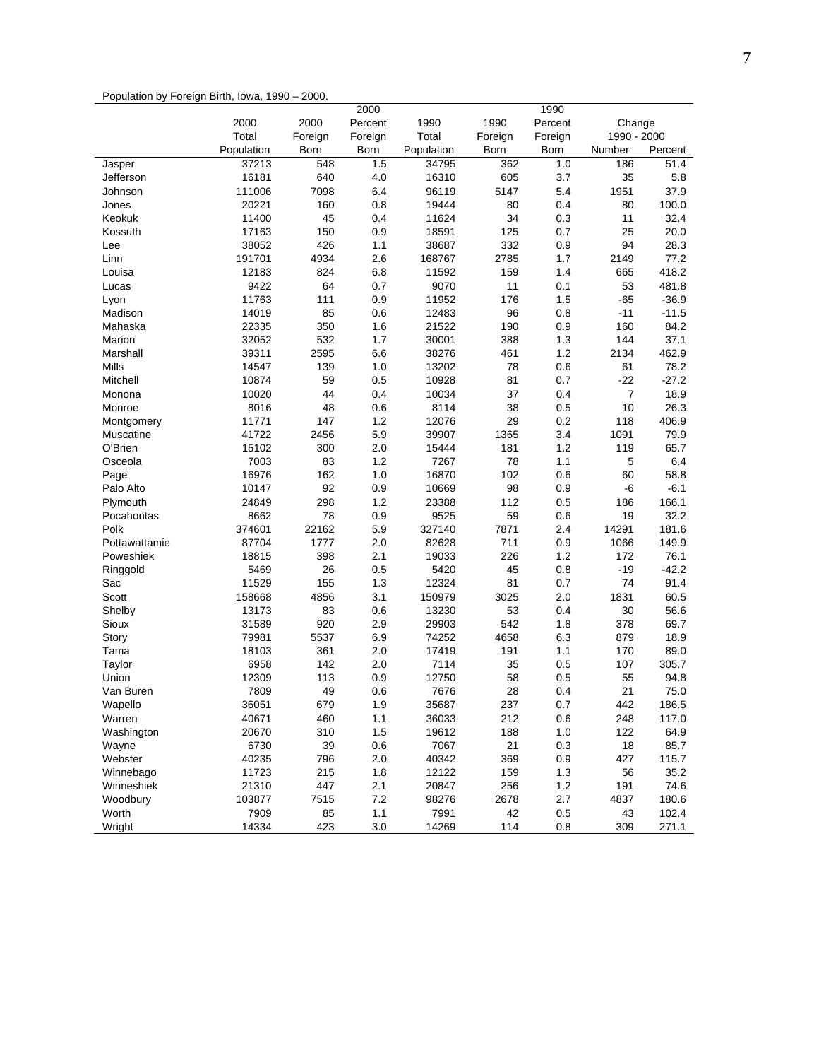Population by Foreign Birth, Iowa, 1990 – 2000.

| | 2000 Total Population | 2000 Foreign Born | 2000 Percent Foreign Born | 1990 Total Population | 1990 Foreign Born | 1990 Percent Foreign Born | Change 1990 - 2000 Number | Change 1990 - 2000 Percent |
|---|---|---|---|---|---|---|---|---|
| Jasper | 37213 | 548 | 1.5 | 34795 | 362 | 1.0 | 186 | 51.4 |
| Jefferson | 16181 | 640 | 4.0 | 16310 | 605 | 3.7 | 35 | 5.8 |
| Johnson | 111006 | 7098 | 6.4 | 96119 | 5147 | 5.4 | 1951 | 37.9 |
| Jones | 20221 | 160 | 0.8 | 19444 | 80 | 0.4 | 80 | 100.0 |
| Keokuk | 11400 | 45 | 0.4 | 11624 | 34 | 0.3 | 11 | 32.4 |
| Kossuth | 17163 | 150 | 0.9 | 18591 | 125 | 0.7 | 25 | 20.0 |
| Lee | 38052 | 426 | 1.1 | 38687 | 332 | 0.9 | 94 | 28.3 |
| Linn | 191701 | 4934 | 2.6 | 168767 | 2785 | 1.7 | 2149 | 77.2 |
| Louisa | 12183 | 824 | 6.8 | 11592 | 159 | 1.4 | 665 | 418.2 |
| Lucas | 9422 | 64 | 0.7 | 9070 | 11 | 0.1 | 53 | 481.8 |
| Lyon | 11763 | 111 | 0.9 | 11952 | 176 | 1.5 | -65 | -36.9 |
| Madison | 14019 | 85 | 0.6 | 12483 | 96 | 0.8 | -11 | -11.5 |
| Mahaska | 22335 | 350 | 1.6 | 21522 | 190 | 0.9 | 160 | 84.2 |
| Marion | 32052 | 532 | 1.7 | 30001 | 388 | 1.3 | 144 | 37.1 |
| Marshall | 39311 | 2595 | 6.6 | 38276 | 461 | 1.2 | 2134 | 462.9 |
| Mills | 14547 | 139 | 1.0 | 13202 | 78 | 0.6 | 61 | 78.2 |
| Mitchell | 10874 | 59 | 0.5 | 10928 | 81 | 0.7 | -22 | -27.2 |
| Monona | 10020 | 44 | 0.4 | 10034 | 37 | 0.4 | 7 | 18.9 |
| Monroe | 8016 | 48 | 0.6 | 8114 | 38 | 0.5 | 10 | 26.3 |
| Montgomery | 11771 | 147 | 1.2 | 12076 | 29 | 0.2 | 118 | 406.9 |
| Muscatine | 41722 | 2456 | 5.9 | 39907 | 1365 | 3.4 | 1091 | 79.9 |
| O'Brien | 15102 | 300 | 2.0 | 15444 | 181 | 1.2 | 119 | 65.7 |
| Osceola | 7003 | 83 | 1.2 | 7267 | 78 | 1.1 | 5 | 6.4 |
| Page | 16976 | 162 | 1.0 | 16870 | 102 | 0.6 | 60 | 58.8 |
| Palo Alto | 10147 | 92 | 0.9 | 10669 | 98 | 0.9 | -6 | -6.1 |
| Plymouth | 24849 | 298 | 1.2 | 23388 | 112 | 0.5 | 186 | 166.1 |
| Pocahontas | 8662 | 78 | 0.9 | 9525 | 59 | 0.6 | 19 | 32.2 |
| Polk | 374601 | 22162 | 5.9 | 327140 | 7871 | 2.4 | 14291 | 181.6 |
| Pottawattamie | 87704 | 1777 | 2.0 | 82628 | 711 | 0.9 | 1066 | 149.9 |
| Poweshiek | 18815 | 398 | 2.1 | 19033 | 226 | 1.2 | 172 | 76.1 |
| Ringgold | 5469 | 26 | 0.5 | 5420 | 45 | 0.8 | -19 | -42.2 |
| Sac | 11529 | 155 | 1.3 | 12324 | 81 | 0.7 | 74 | 91.4 |
| Scott | 158668 | 4856 | 3.1 | 150979 | 3025 | 2.0 | 1831 | 60.5 |
| Shelby | 13173 | 83 | 0.6 | 13230 | 53 | 0.4 | 30 | 56.6 |
| Sioux | 31589 | 920 | 2.9 | 29903 | 542 | 1.8 | 378 | 69.7 |
| Story | 79981 | 5537 | 6.9 | 74252 | 4658 | 6.3 | 879 | 18.9 |
| Tama | 18103 | 361 | 2.0 | 17419 | 191 | 1.1 | 170 | 89.0 |
| Taylor | 6958 | 142 | 2.0 | 7114 | 35 | 0.5 | 107 | 305.7 |
| Union | 12309 | 113 | 0.9 | 12750 | 58 | 0.5 | 55 | 94.8 |
| Van Buren | 7809 | 49 | 0.6 | 7676 | 28 | 0.4 | 21 | 75.0 |
| Wapello | 36051 | 679 | 1.9 | 35687 | 237 | 0.7 | 442 | 186.5 |
| Warren | 40671 | 460 | 1.1 | 36033 | 212 | 0.6 | 248 | 117.0 |
| Washington | 20670 | 310 | 1.5 | 19612 | 188 | 1.0 | 122 | 64.9 |
| Wayne | 6730 | 39 | 0.6 | 7067 | 21 | 0.3 | 18 | 85.7 |
| Webster | 40235 | 796 | 2.0 | 40342 | 369 | 0.9 | 427 | 115.7 |
| Winnebago | 11723 | 215 | 1.8 | 12122 | 159 | 1.3 | 56 | 35.2 |
| Winneshiek | 21310 | 447 | 2.1 | 20847 | 256 | 1.2 | 191 | 74.6 |
| Woodbury | 103877 | 7515 | 7.2 | 98276 | 2678 | 2.7 | 4837 | 180.6 |
| Worth | 7909 | 85 | 1.1 | 7991 | 42 | 0.5 | 43 | 102.4 |
| Wright | 14334 | 423 | 3.0 | 14269 | 114 | 0.8 | 309 | 271.1 |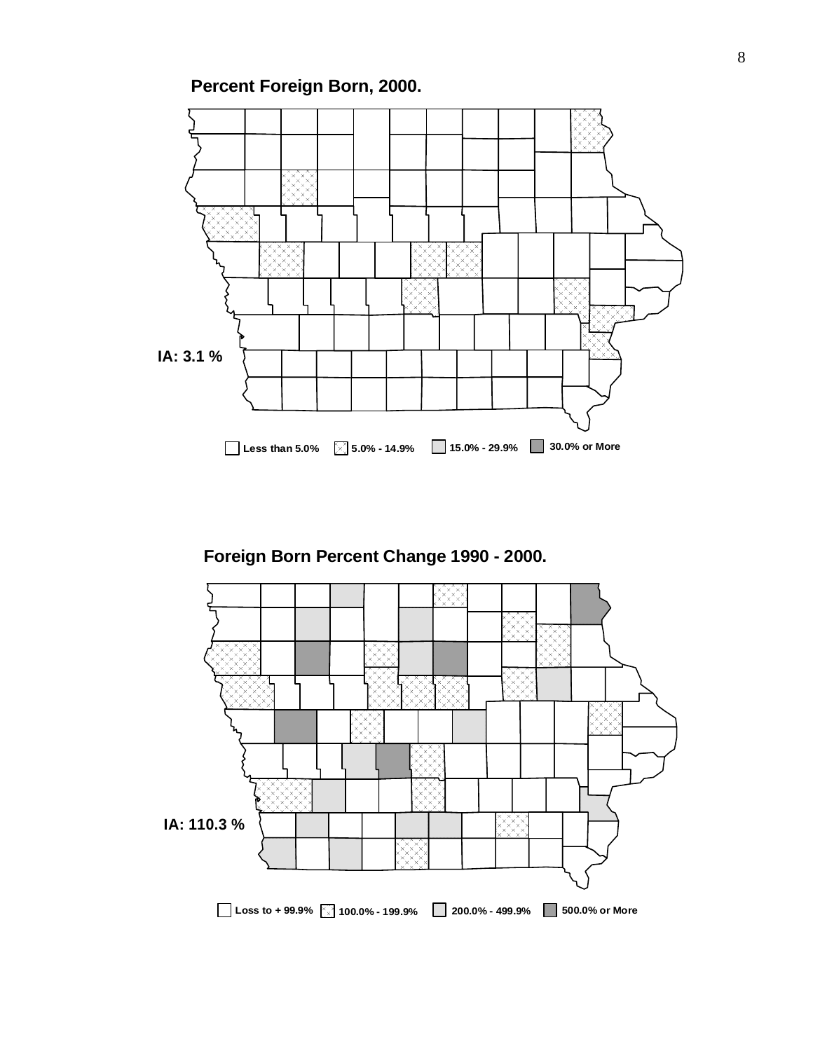**Percent Foreign Born, 2000.**

IA: 3.1 %

Less than 5.0% | 5.0% - 14.9% | 15.0% - 29.9% | 30.0% or More

**Foreign Born Percent Change 1990 - 2000.**

IA: 110.3 %

Loss to + 99.9% | 100.0% - 199.9% | 200.0% - 499.9% | 500.0% or More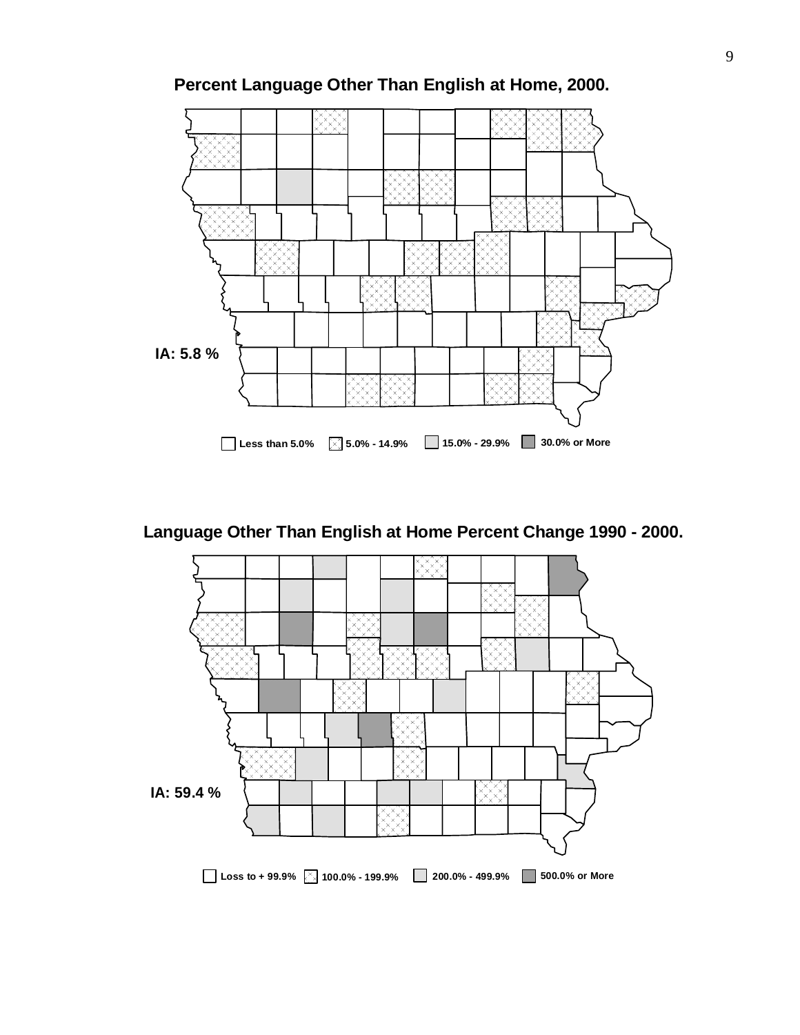## Percent Language Other Than English at Home, 2000.

IA: 5.8 %

Less than 5.0% | 5.0% - 14.9% | 15.0% - 29.9% | 30.0% or More

## Language Other Than English at Home Percent Change 1990 - 2000.

IA: 59.4 %

Loss to + 99.9% | 100.0% - 199.9% | 200.0% - 499.9% | 500.0% or More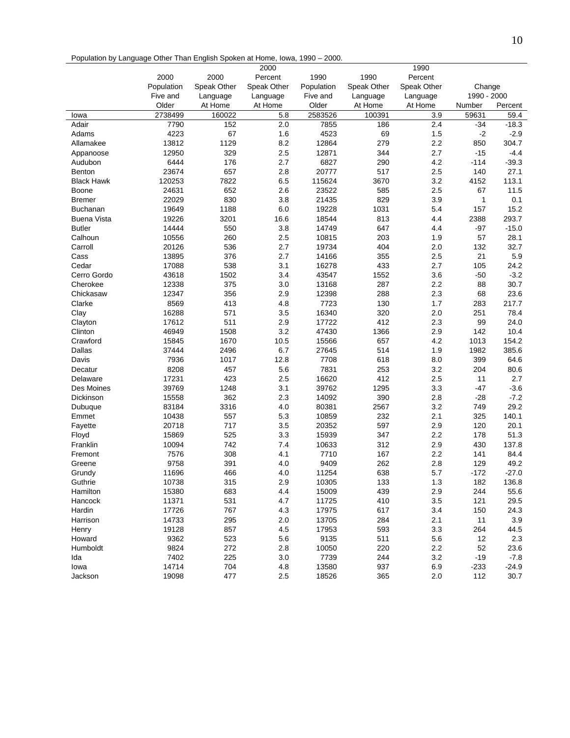Population by Language Other Than English Spoken at Home, Iowa, 1990 – 2000.

| | 2000 Population Five and Older | 2000 Speak Other Language At Home | 2000 Percent Speak Other Language At Home | 1990 Population Five and Older | 1990 Speak Other Language At Home | 1990 Percent Speak Other Language At Home | Change 1990 - 2000 Number | Change 1990 - 2000 Percent |
|---|---|---|---|---|---|---|---|---|
| Iowa | 2738499 | 160022 | 5.8 | 2583526 | 100391 | 3.9 | 59631 | 59.4 |
| Adair | 7790 | 152 | 2.0 | 7855 | 186 | 2.4 | -34 | -18.3 |
| Adams | 4223 | 67 | 1.6 | 4523 | 69 | 1.5 | -2 | -2.9 |
| Allamakee | 13812 | 1129 | 8.2 | 12864 | 279 | 2.2 | 850 | 304.7 |
| Appanoose | 12950 | 329 | 2.5 | 12871 | 344 | 2.7 | -15 | -4.4 |
| Audubon | 6444 | 176 | 2.7 | 6827 | 290 | 4.2 | -114 | -39.3 |
| Benton | 23674 | 657 | 2.8 | 20777 | 517 | 2.5 | 140 | 27.1 |
| Black Hawk | 120253 | 7822 | 6.5 | 115624 | 3670 | 3.2 | 4152 | 113.1 |
| Boone | 24631 | 652 | 2.6 | 23522 | 585 | 2.5 | 67 | 11.5 |
| Bremer | 22029 | 830 | 3.8 | 21435 | 829 | 3.9 | 1 | 0.1 |
| Buchanan | 19649 | 1188 | 6.0 | 19228 | 1031 | 5.4 | 157 | 15.2 |
| Buena Vista | 19226 | 3201 | 16.6 | 18544 | 813 | 4.4 | 2388 | 293.7 |
| Butler | 14444 | 550 | 3.8 | 14749 | 647 | 4.4 | -97 | -15.0 |
| Calhoun | 10556 | 260 | 2.5 | 10815 | 203 | 1.9 | 57 | 28.1 |
| Carroll | 20126 | 536 | 2.7 | 19734 | 404 | 2.0 | 132 | 32.7 |
| Cass | 13895 | 376 | 2.7 | 14166 | 355 | 2.5 | 21 | 5.9 |
| Cedar | 17088 | 538 | 3.1 | 16278 | 433 | 2.7 | 105 | 24.2 |
| Cerro Gordo | 43618 | 1502 | 3.4 | 43547 | 1552 | 3.6 | -50 | -3.2 |
| Cherokee | 12338 | 375 | 3.0 | 13168 | 287 | 2.2 | 88 | 30.7 |
| Chickasaw | 12347 | 356 | 2.9 | 12398 | 288 | 2.3 | 68 | 23.6 |
| Clarke | 8569 | 413 | 4.8 | 7723 | 130 | 1.7 | 283 | 217.7 |
| Clay | 16288 | 571 | 3.5 | 16340 | 320 | 2.0 | 251 | 78.4 |
| Clayton | 17612 | 511 | 2.9 | 17722 | 412 | 2.3 | 99 | 24.0 |
| Clinton | 46949 | 1508 | 3.2 | 47430 | 1366 | 2.9 | 142 | 10.4 |
| Crawford | 15845 | 1670 | 10.5 | 15566 | 657 | 4.2 | 1013 | 154.2 |
| Dallas | 37444 | 2496 | 6.7 | 27645 | 514 | 1.9 | 1982 | 385.6 |
| Davis | 7936 | 1017 | 12.8 | 7708 | 618 | 8.0 | 399 | 64.6 |
| Decatur | 8208 | 457 | 5.6 | 7831 | 253 | 3.2 | 204 | 80.6 |
| Delaware | 17231 | 423 | 2.5 | 16620 | 412 | 2.5 | 11 | 2.7 |
| Des Moines | 39769 | 1248 | 3.1 | 39762 | 1295 | 3.3 | -47 | -3.6 |
| Dickinson | 15558 | 362 | 2.3 | 14092 | 390 | 2.8 | -28 | -7.2 |
| Dubuque | 83184 | 3316 | 4.0 | 80381 | 2567 | 3.2 | 749 | 29.2 |
| Emmet | 10438 | 557 | 5.3 | 10859 | 232 | 2.1 | 325 | 140.1 |
| Fayette | 20718 | 717 | 3.5 | 20352 | 597 | 2.9 | 120 | 20.1 |
| Floyd | 15869 | 525 | 3.3 | 15939 | 347 | 2.2 | 178 | 51.3 |
| Franklin | 10094 | 742 | 7.4 | 10633 | 312 | 2.9 | 430 | 137.8 |
| Fremont | 7576 | 308 | 4.1 | 7710 | 167 | 2.2 | 141 | 84.4 |
| Greene | 9758 | 391 | 4.0 | 9409 | 262 | 2.8 | 129 | 49.2 |
| Grundy | 11696 | 466 | 4.0 | 11254 | 638 | 5.7 | -172 | -27.0 |
| Guthrie | 10738 | 315 | 2.9 | 10305 | 133 | 1.3 | 182 | 136.8 |
| Hamilton | 15380 | 683 | 4.4 | 15009 | 439 | 2.9 | 244 | 55.6 |
| Hancock | 11371 | 531 | 4.7 | 11725 | 410 | 3.5 | 121 | 29.5 |
| Hardin | 17726 | 767 | 4.3 | 17975 | 617 | 3.4 | 150 | 24.3 |
| Harrison | 14733 | 295 | 2.0 | 13705 | 284 | 2.1 | 11 | 3.9 |
| Henry | 19128 | 857 | 4.5 | 17953 | 593 | 3.3 | 264 | 44.5 |
| Howard | 9362 | 523 | 5.6 | 9135 | 511 | 5.6 | 12 | 2.3 |
| Humboldt | 9824 | 272 | 2.8 | 10050 | 220 | 2.2 | 52 | 23.6 |
| Ida | 7402 | 225 | 3.0 | 7739 | 244 | 3.2 | -19 | -7.8 |
| Iowa | 14714 | 704 | 4.8 | 13580 | 937 | 6.9 | -233 | -24.9 |
| Jackson | 19098 | 477 | 2.5 | 18526 | 365 | 2.0 | 112 | 30.7 |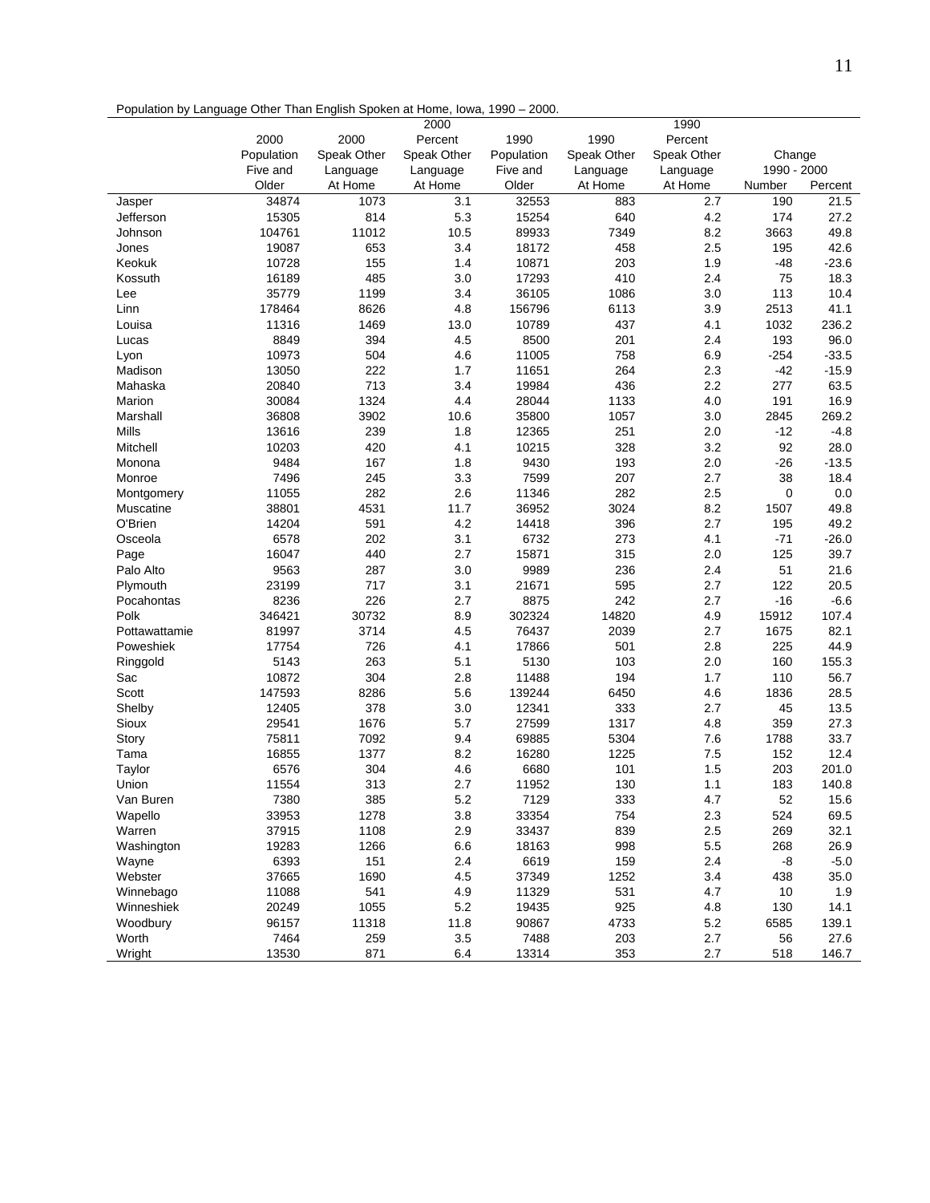Population by Language Other Than English Spoken at Home, Iowa, 1990 – 2000.

| | 2000 Population Five and Older | 2000 Speak Other Language At Home | 2000 Percent Speak Other Language At Home | 1990 Population Five and Older | 1990 Speak Other Language At Home | 1990 Percent Speak Other Language At Home | Change 1990 - 2000 | |
|---|---|---|---|---|---|---|---|---|
| | | | | | | | Number | Percent |
| Jasper | 34874 | 1073 | 3.1 | 32553 | 883 | 2.7 | 190 | 21.5 |
| Jefferson | 15305 | 814 | 5.3 | 15254 | 640 | 4.2 | 174 | 27.2 |
| Johnson | 104761 | 11012 | 10.5 | 89933 | 7349 | 8.2 | 3663 | 49.8 |
| Jones | 19087 | 653 | 3.4 | 18172 | 458 | 2.5 | 195 | 42.6 |
| Keokuk | 10728 | 155 | 1.4 | 10871 | 203 | 1.9 | -48 | -23.6 |
| Kossuth | 16189 | 485 | 3.0 | 17293 | 410 | 2.4 | 75 | 18.3 |
| Lee | 35779 | 1199 | 3.4 | 36105 | 1086 | 3.0 | 113 | 10.4 |
| Linn | 178464 | 8626 | 4.8 | 156796 | 6113 | 3.9 | 2513 | 41.1 |
| Louisa | 11316 | 1469 | 13.0 | 10789 | 437 | 4.1 | 1032 | 236.2 |
| Lucas | 8849 | 394 | 4.5 | 8500 | 201 | 2.4 | 193 | 96.0 |
| Lyon | 10973 | 504 | 4.6 | 11005 | 758 | 6.9 | -254 | -33.5 |
| Madison | 13050 | 222 | 1.7 | 11651 | 264 | 2.3 | -42 | -15.9 |
| Mahaska | 20840 | 713 | 3.4 | 19984 | 436 | 2.2 | 277 | 63.5 |
| Marion | 30084 | 1324 | 4.4 | 28044 | 1133 | 4.0 | 191 | 16.9 |
| Marshall | 36808 | 3902 | 10.6 | 35800 | 1057 | 3.0 | 2845 | 269.2 |
| Mills | 13616 | 239 | 1.8 | 12365 | 251 | 2.0 | -12 | -4.8 |
| Mitchell | 10203 | 420 | 4.1 | 10215 | 328 | 3.2 | 92 | 28.0 |
| Monona | 9484 | 167 | 1.8 | 9430 | 193 | 2.0 | -26 | -13.5 |
| Monroe | 7496 | 245 | 3.3 | 7599 | 207 | 2.7 | 38 | 18.4 |
| Montgomery | 11055 | 282 | 2.6 | 11346 | 282 | 2.5 | 0 | 0.0 |
| Muscatine | 38801 | 4531 | 11.7 | 36952 | 3024 | 8.2 | 1507 | 49.8 |
| O'Brien | 14204 | 591 | 4.2 | 14418 | 396 | 2.7 | 195 | 49.2 |
| Osceola | 6578 | 202 | 3.1 | 6732 | 273 | 4.1 | -71 | -26.0 |
| Page | 16047 | 440 | 2.7 | 15871 | 315 | 2.0 | 125 | 39.7 |
| Palo Alto | 9563 | 287 | 3.0 | 9989 | 236 | 2.4 | 51 | 21.6 |
| Plymouth | 23199 | 717 | 3.1 | 21671 | 595 | 2.7 | 122 | 20.5 |
| Pocahontas | 8236 | 226 | 2.7 | 8875 | 242 | 2.7 | -16 | -6.6 |
| Polk | 346421 | 30732 | 8.9 | 302324 | 14820 | 4.9 | 15912 | 107.4 |
| Pottawattamie | 81997 | 3714 | 4.5 | 76437 | 2039 | 2.7 | 1675 | 82.1 |
| Poweshiek | 17754 | 726 | 4.1 | 17866 | 501 | 2.8 | 225 | 44.9 |
| Ringgold | 5143 | 263 | 5.1 | 5130 | 103 | 2.0 | 160 | 155.3 |
| Sac | 10872 | 304 | 2.8 | 11488 | 194 | 1.7 | 110 | 56.7 |
| Scott | 147593 | 8286 | 5.6 | 139244 | 6450 | 4.6 | 1836 | 28.5 |
| Shelby | 12405 | 378 | 3.0 | 12341 | 333 | 2.7 | 45 | 13.5 |
| Sioux | 29541 | 1676 | 5.7 | 27599 | 1317 | 4.8 | 359 | 27.3 |
| Story | 75811 | 7092 | 9.4 | 69885 | 5304 | 7.6 | 1788 | 33.7 |
| Tama | 16855 | 1377 | 8.2 | 16280 | 1225 | 7.5 | 152 | 12.4 |
| Taylor | 6576 | 304 | 4.6 | 6680 | 101 | 1.5 | 203 | 201.0 |
| Union | 11554 | 313 | 2.7 | 11952 | 130 | 1.1 | 183 | 140.8 |
| Van Buren | 7380 | 385 | 5.2 | 7129 | 333 | 4.7 | 52 | 15.6 |
| Wapello | 33953 | 1278 | 3.8 | 33354 | 754 | 2.3 | 524 | 69.5 |
| Warren | 37915 | 1108 | 2.9 | 33437 | 839 | 2.5 | 269 | 32.1 |
| Washington | 19283 | 1266 | 6.6 | 18163 | 998 | 5.5 | 268 | 26.9 |
| Wayne | 6393 | 151 | 2.4 | 6619 | 159 | 2.4 | -8 | -5.0 |
| Webster | 37665 | 1690 | 4.5 | 37349 | 1252 | 3.4 | 438 | 35.0 |
| Winnebago | 11088 | 541 | 4.9 | 11329 | 531 | 4.7 | 10 | 1.9 |
| Winneshiek | 20249 | 1055 | 5.2 | 19435 | 925 | 4.8 | 130 | 14.1 |
| Woodbury | 96157 | 11318 | 11.8 | 90867 | 4733 | 5.2 | 6585 | 139.1 |
| Worth | 7464 | 259 | 3.5 | 7488 | 203 | 2.7 | 56 | 27.6 |
| Wright | 13530 | 871 | 6.4 | 13314 | 353 | 2.7 | 518 | 146.7 |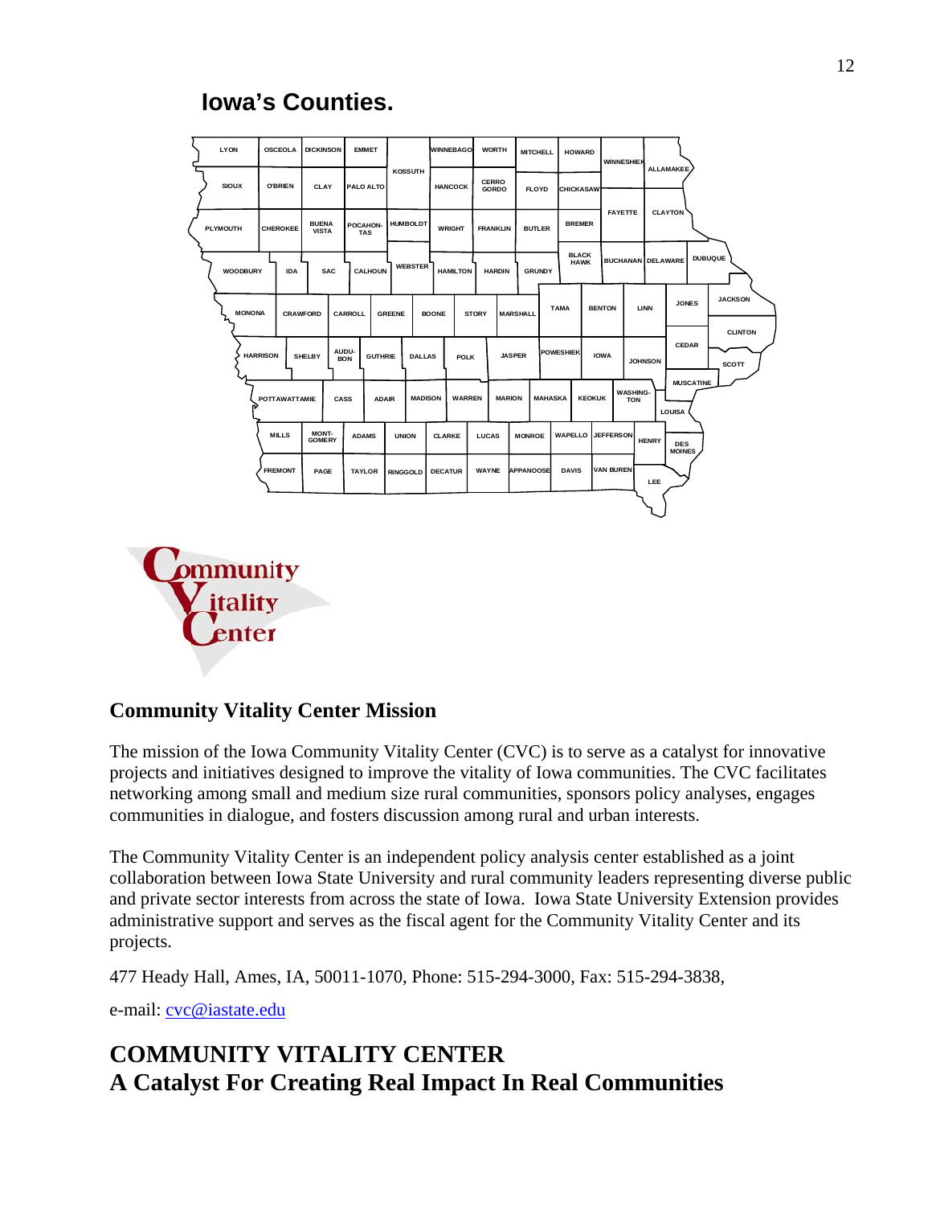## Iowa's Counties.

LYON
OSCEOLA
DICKINSON
EMMET
WINNEBAGO
WORTH
MITCHELL
HOWARD
WINNESHIEK
ALLAMAKEE
KOSSUTH
SIOUX
O'BRIEN
CLAY
PALO ALTO
HANCOCK
CERRO GORDO
FLOYD
CHICKASAW
FAYETTE
CLAYTON
PLYMOUTH
CHEROKEE
BUENA VISTA
POCAHONTAS
HUMBOLDT
WRIGHT
FRANKLIN
BUTLER
BREMER
BLACK HAWK
BUCHANAN
DELAWARE
DUBUQUE
WOODBURY
IDA
SAC
CALHOUN
WEBSTER
HAMILTON
HARDIN
GRUNDY
MONONA
CRAWFORD
CARROLL
GREENE
BOONE
STORY
MARSHALL
TAMA
BENTON
LINN
JONES
JACKSON
CLINTON
HARRISON
SHELBY
AUDUBON
GUTHRIE
DALLAS
POLK
JASPER
POWESHIEK
IOWA
JOHNSON
CEDAR
SCOTT
POTTAWATTAMIE
CASS
ADAIR
MADISON
WARREN
MARION
MAHASKA
KEOKUK
WASHINGTON
MUSCATINE
LOUISA
MILLS
MONTGOMERY
ADAMS
UNION
CLARKE
LUCAS
MONROE
WAPELLO
JEFFERSON
HENRY
DES MOINES
FREMONT
PAGE
TAYLOR
RINGGOLD
DECATUR
WAYNE
APPANOOSE
DAVIS
VAN BUREN
LEE

Community Vitality Center

### Community Vitality Center Mission

The mission of the Iowa Community Vitality Center (CVC) is to serve as a catalyst for innovative projects and initiatives designed to improve the vitality of Iowa communities. The CVC facilitates networking among small and medium size rural communities, sponsors policy analyses, engages communities in dialogue, and fosters discussion among rural and urban interests.

The Community Vitality Center is an independent policy analysis center established as a joint collaboration between Iowa State University and rural community leaders representing diverse public and private sector interests from across the state of Iowa. Iowa State University Extension provides administrative support and serves as the fiscal agent for the Community Vitality Center and its projects.

477 Heady Hall, Ames, IA, 50011-1070, Phone: 515-294-3000, Fax: 515-294-3838,

e-mail: cvc@iastate.edu

## COMMUNITY VITALITY CENTER
## A Catalyst For Creating Real Impact In Real Communities